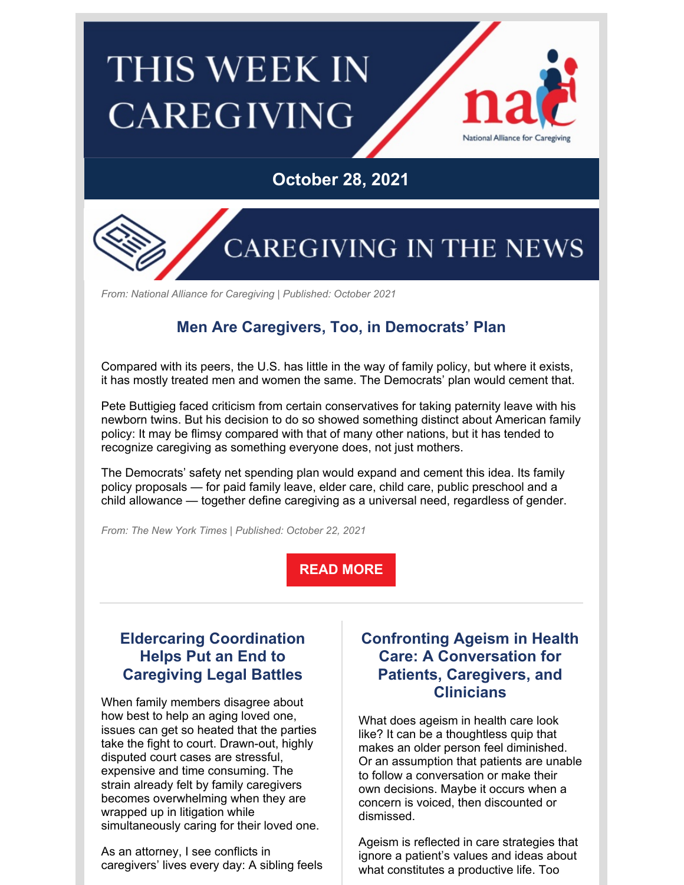# THIS WEEK IN CAREGIVING

National Alliance for Caregiving

**October 28, 2021**

## CAREGIVING IN THE NEWS

*From: National Alliance for Caregiving | Published: October 2021*

### Men Are Caregivers, Too, in Democrats' Plan

Compared with its peers, the U.S. has little in the way of family policy, but where it exists, it has mostly treated men and women the same. The Democrats' plan would cement that.

Pete Buttigieg faced criticism from certain conservatives for taking paternity leave with his newborn twins. But his decision to do so showed something distinct about American family policy: It may be flimsy compared with that of many other nations, but it has tended to recognize caregiving as something everyone does, not just mothers.

The Democrats' safety net spending plan would expand and cement this idea. Its family policy proposals — for paid family leave, elder care, child care, public preschool and a child allowance — together define caregiving as a universal need, regardless of gender.

*From: The New York Times | Published: October 22, 2021*

**READ MORE**

---

### Eldercaring Coordination Helps Put an End to Caregiving Legal Battles

When family members disagree about how best to help an aging loved one, issues can get so heated that the parties take the fight to court. Drawn-out, highly disputed court cases are stressful, expensive and time consuming. The strain already felt by family caregivers becomes overwhelming when they are wrapped up in litigation while simultaneously caring for their loved one.

As an attorney, I see conflicts in caregivers' lives every day: A sibling feels

### Confronting Ageism in Health Care: A Conversation for Patients, Caregivers, and Clinicians

What does ageism in health care look like? It can be a thoughtless quip that makes an older person feel diminished. Or an assumption that patients are unable to follow a conversation or make their own decisions. Maybe it occurs when a concern is voiced, then discounted or dismissed.

Ageism is reflected in care strategies that ignore a patient's values and ideas about what constitutes a productive life. Too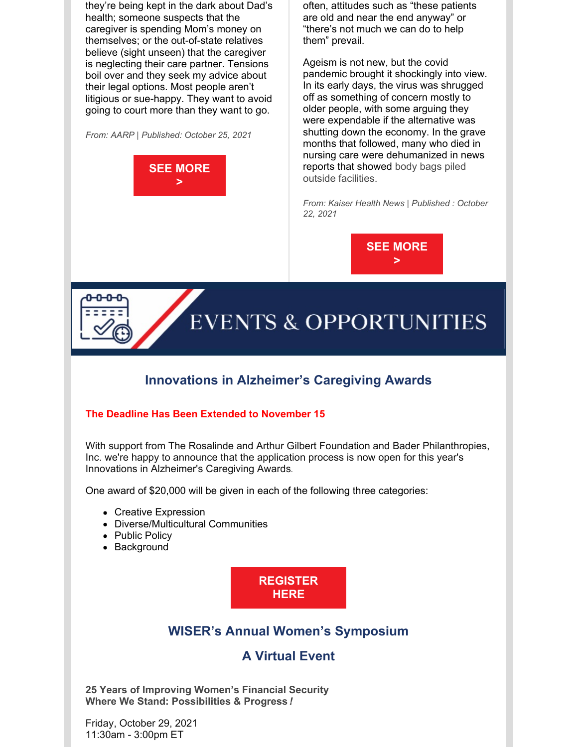they're being kept in the dark about Dad's health; someone suspects that the caregiver is spending Mom's money on themselves; or the out-of-state relatives believe (sight unseen) that the caregiver is neglecting their care partner. Tensions boil over and they seek my advice about their legal options. Most people aren't litigious or sue-happy. They want to avoid going to court more than they want to go.

*From: AARP | Published: October 25, 2021*

**SEE MORE >**

often, attitudes such as "these patients are old and near the end anyway" or "there's not much we can do to help them" prevail.

Ageism is not new, but the covid pandemic brought it shockingly into view. In its early days, the virus was shrugged off as something of concern mostly to older people, with some arguing they were expendable if the alternative was shutting down the economy. In the grave months that followed, many who died in nursing care were dehumanized in news reports that showed body bags piled outside facilities.

*From: Kaiser Health News | Published : October 22, 2021*

**SEE MORE >**

# EVENTS & OPPORTUNITIES

## Innovations in Alzheimer's Caregiving Awards

**The Deadline Has Been Extended to November 15**

With support from The Rosalinde and Arthur Gilbert Foundation and Bader Philanthropies, Inc. we're happy to announce that the application process is now open for this year's Innovations in Alzheimer's Caregiving Awards.

One award of $20,000 will be given in each of the following three categories:

- Creative Expression
- Diverse/Multicultural Communities
- Public Policy
- Background

**REGISTER HERE**

## WISER's Annual Women's Symposium

## A Virtual Event

**25 Years of Improving Women's Financial Security**
**Where We Stand: Possibilities & Progress*!***

Friday, October 29, 2021
11:30am - 3:00pm ET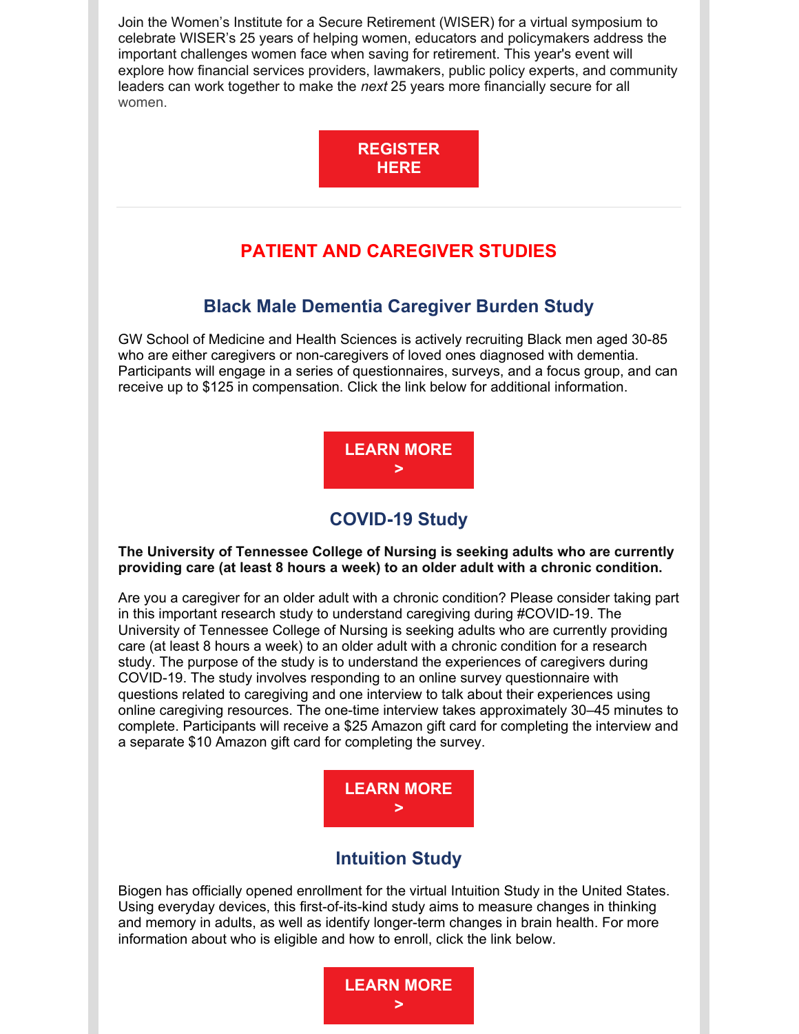Join the Women's Institute for a Secure Retirement (WISER) for a virtual symposium to celebrate WISER's 25 years of helping women, educators and policymakers address the important challenges women face when saving for retirement. This year's event will explore how financial services providers, lawmakers, public policy experts, and community leaders can work together to make the *next* 25 years more financially secure for all women.

**REGISTER HERE**

---

## PATIENT AND CAREGIVER STUDIES

### Black Male Dementia Caregiver Burden Study

GW School of Medicine and Health Sciences is actively recruiting Black men aged 30-85 who are either caregivers or non-caregivers of loved ones diagnosed with dementia. Participants will engage in a series of questionnaires, surveys, and a focus group, and can receive up to $125 in compensation. Click the link below for additional information.

**LEARN MORE >**

### COVID-19 Study

**The University of Tennessee College of Nursing is seeking adults who are currently providing care (at least 8 hours a week) to an older adult with a chronic condition.**

Are you a caregiver for an older adult with a chronic condition? Please consider taking part in this important research study to understand caregiving during #COVID-19. The University of Tennessee College of Nursing is seeking adults who are currently providing care (at least 8 hours a week) to an older adult with a chronic condition for a research study. The purpose of the study is to understand the experiences of caregivers during COVID-19. The study involves responding to an online survey questionnaire with questions related to caregiving and one interview to talk about their experiences using online caregiving resources. The one-time interview takes approximately 30–45 minutes to complete. Participants will receive a $25 Amazon gift card for completing the interview and a separate $10 Amazon gift card for completing the survey.

**LEARN MORE >**

### Intuition Study

Biogen has officially opened enrollment for the virtual Intuition Study in the United States. Using everyday devices, this first-of-its-kind study aims to measure changes in thinking and memory in adults, as well as identify longer-term changes in brain health. For more information about who is eligible and how to enroll, click the link below.

**LEARN MORE >**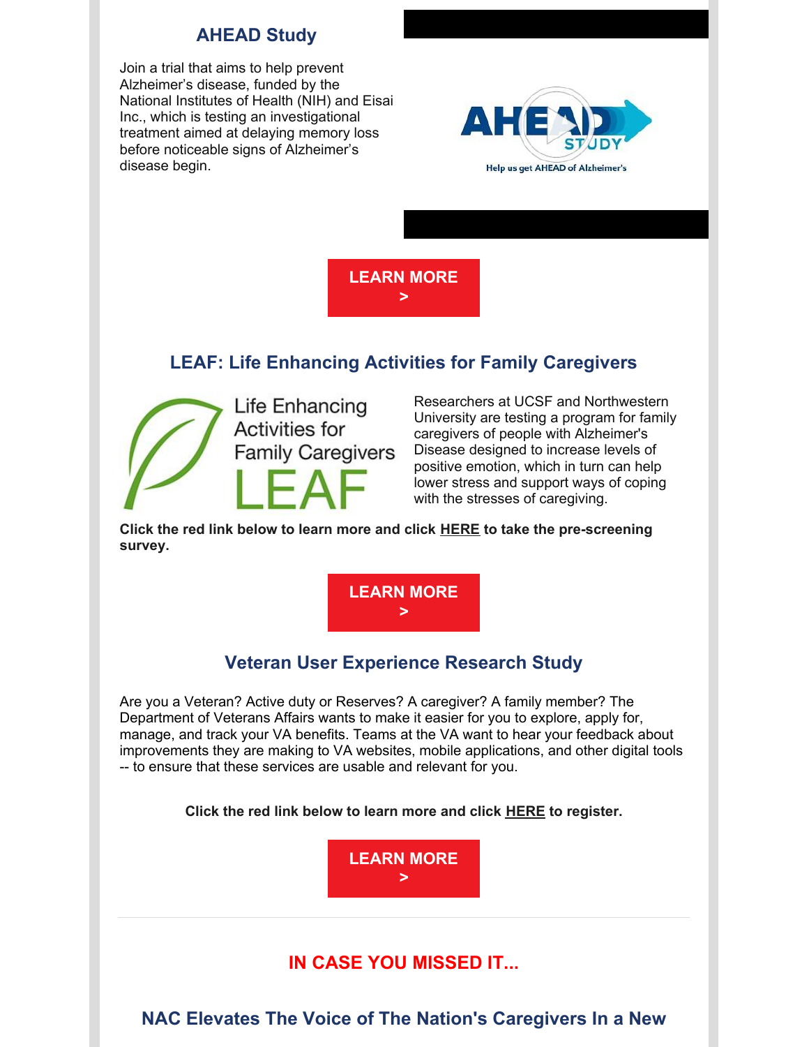## AHEAD Study

Join a trial that aims to help prevent Alzheimer's disease, funded by the National Institutes of Health (NIH) and Eisai Inc., which is testing an investigational treatment aimed at delaying memory loss before noticeable signs of Alzheimer's disease begin.

AHEAD STUDY

Help us get AHEAD of Alzheimer's

**LEARN MORE >**

## LEAF: Life Enhancing Activities for Family Caregivers

Life Enhancing Activities for Family Caregivers LEAF

Researchers at UCSF and Northwestern University are testing a program for family caregivers of people with Alzheimer's Disease designed to increase levels of positive emotion, which in turn can help lower stress and support ways of coping with the stresses of caregiving.

**Click the red link below to learn more and click HERE to take the pre-screening survey.**

**LEARN MORE >**

## Veteran User Experience Research Study

Are you a Veteran? Active duty or Reserves? A caregiver? A family member? The Department of Veterans Affairs wants to make it easier for you to explore, apply for, manage, and track your VA benefits. Teams at the VA want to hear your feedback about improvements they are making to VA websites, mobile applications, and other digital tools -- to ensure that these services are usable and relevant for you.

**Click the red link below to learn more and click HERE to register.**

**LEARN MORE >**

---

## IN CASE YOU MISSED IT...

## NAC Elevates The Voice of The Nation's Caregivers In a New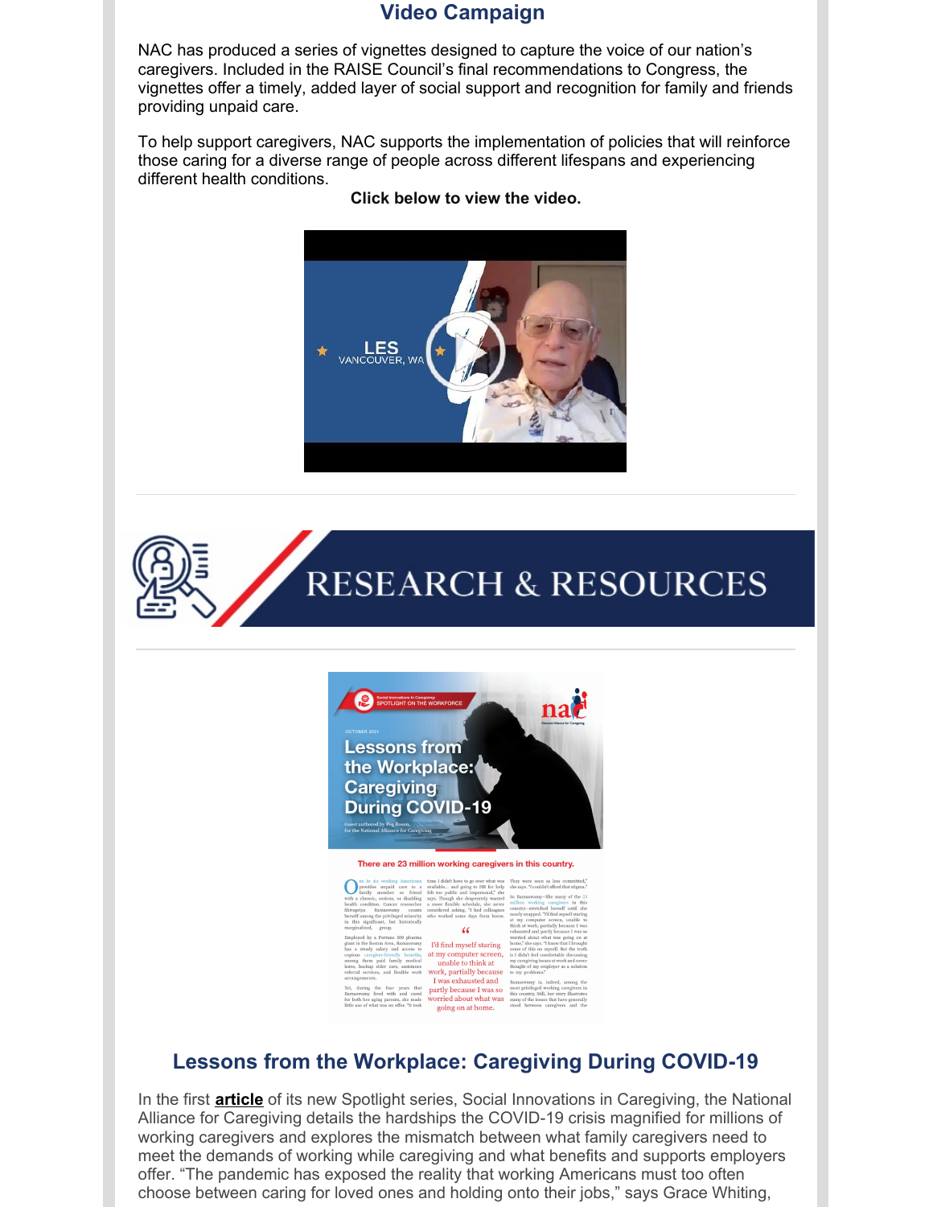## Video Campaign

NAC has produced a series of vignettes designed to capture the voice of our nation's caregivers. Included in the RAISE Council's final recommendations to Congress, the vignettes offer a timely, added layer of social support and recognition for family and friends providing unpaid care.

To help support caregivers, NAC supports the implementation of policies that will reinforce those caring for a diverse range of people across different lifespans and experiencing different health conditions.

**Click below to view the video.**

# RESEARCH & RESOURCES

## Lessons from the Workplace: Caregiving During COVID-19

In the first **article** of its new Spotlight series, Social Innovations in Caregiving, the National Alliance for Caregiving details the hardships the COVID-19 crisis magnified for millions of working caregivers and explores the mismatch between what family caregivers need to meet the demands of working while caregiving and what benefits and supports employers offer. "The pandemic has exposed the reality that working Americans must too often choose between caring for loved ones and holding onto their jobs," says Grace Whiting,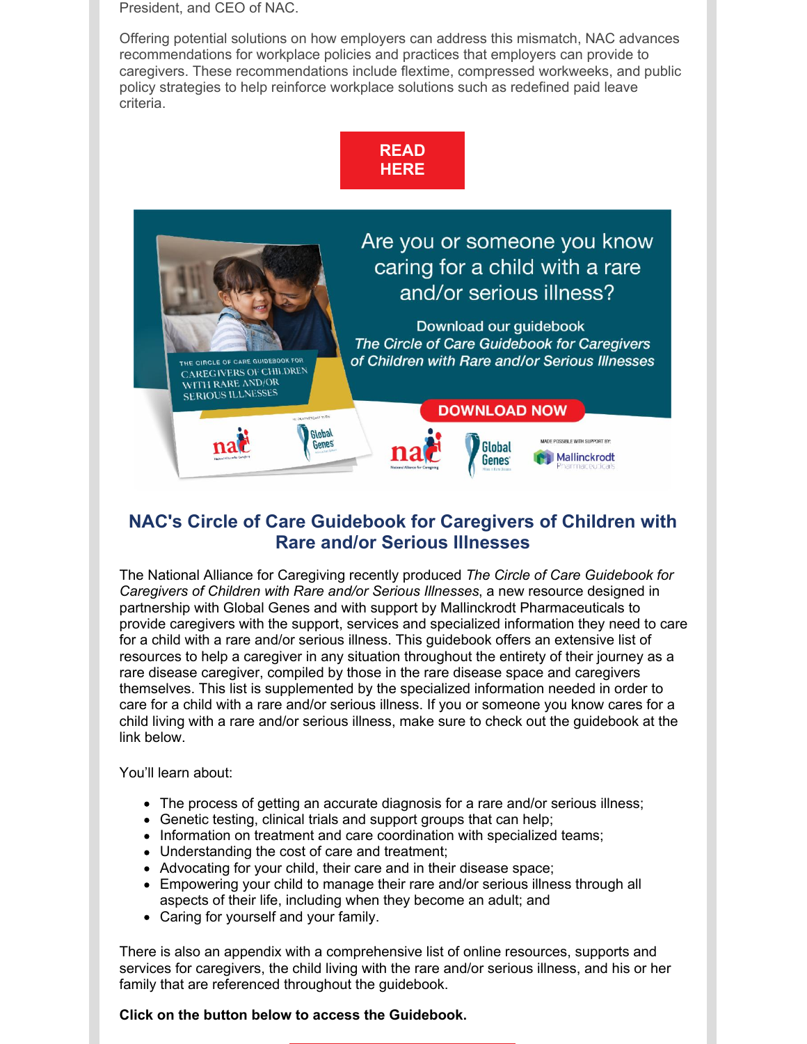President, and CEO of NAC.

Offering potential solutions on how employers can address this mismatch, NAC advances recommendations for workplace policies and practices that employers can provide to caregivers. These recommendations include flextime, compressed workweeks, and public policy strategies to help reinforce workplace solutions such as redefined paid leave criteria.

READ HERE

Are you or someone you know caring for a child with a rare and/or serious illness?

Download our guidebook *The Circle of Care Guidebook for Caregivers of Children with Rare and/or Serious Illnesses*

DOWNLOAD NOW

## NAC's Circle of Care Guidebook for Caregivers of Children with Rare and/or Serious Illnesses

The National Alliance for Caregiving recently produced *The Circle of Care Guidebook for Caregivers of Children with Rare and/or Serious Illnesses*, a new resource designed in partnership with Global Genes and with support by Mallinckrodt Pharmaceuticals to provide caregivers with the support, services and specialized information they need to care for a child with a rare and/or serious illness. This guidebook offers an extensive list of resources to help a caregiver in any situation throughout the entirety of their journey as a rare disease caregiver, compiled by those in the rare disease space and caregivers themselves. This list is supplemented by the specialized information needed in order to care for a child with a rare and/or serious illness. If you or someone you know cares for a child living with a rare and/or serious illness, make sure to check out the guidebook at the link below.

You'll learn about:

- The process of getting an accurate diagnosis for a rare and/or serious illness;
- Genetic testing, clinical trials and support groups that can help;
- Information on treatment and care coordination with specialized teams;
- Understanding the cost of care and treatment;
- Advocating for your child, their care and in their disease space;
- Empowering your child to manage their rare and/or serious illness through all aspects of their life, including when they become an adult; and
- Caring for yourself and your family.

There is also an appendix with a comprehensive list of online resources, supports and services for caregivers, the child living with the rare and/or serious illness, and his or her family that are referenced throughout the guidebook.

**Click on the button below to access the Guidebook.**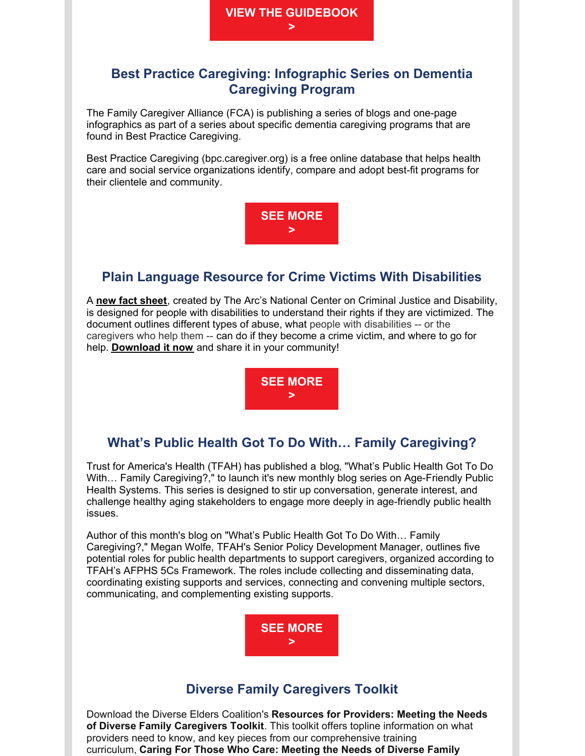**VIEW THE GUIDEBOOK >**

## Best Practice Caregiving: Infographic Series on Dementia Caregiving Program

The Family Caregiver Alliance (FCA) is publishing a series of blogs and one-page infographics as part of a series about specific dementia caregiving programs that are found in Best Practice Caregiving.

Best Practice Caregiving (bpc.caregiver.org) is a free online database that helps health care and social service organizations identify, compare and adopt best-fit programs for their clientele and community.

**SEE MORE >**

## Plain Language Resource for Crime Victims With Disabilities

A **new fact sheet**, created by The Arc's National Center on Criminal Justice and Disability, is designed for people with disabilities to understand their rights if they are victimized. The document outlines different types of abuse, what people with disabilities -- or the caregivers who help them -- can do if they become a crime victim, and where to go for help. **Download it now** and share it in your community!

**SEE MORE >**

## What's Public Health Got To Do With… Family Caregiving?

Trust for America's Health (TFAH) has published a blog, "What's Public Health Got To Do With… Family Caregiving?," to launch it's new monthly blog series on Age-Friendly Public Health Systems. This series is designed to stir up conversation, generate interest, and challenge healthy aging stakeholders to engage more deeply in age-friendly public health issues.

Author of this month's blog on "What's Public Health Got To Do With… Family Caregiving?," Megan Wolfe, TFAH's Senior Policy Development Manager, outlines five potential roles for public health departments to support caregivers, organized according to TFAH's AFPHS 5Cs Framework. The roles include collecting and disseminating data, coordinating existing supports and services, connecting and convening multiple sectors, communicating, and complementing existing supports.

**SEE MORE >**

## Diverse Family Caregivers Toolkit

Download the Diverse Elders Coalition's **Resources for Providers: Meeting the Needs of Diverse Family Caregivers Toolkit**. This toolkit offers topline information on what providers need to know, and key pieces from our comprehensive training curriculum, **Caring For Those Who Care: Meeting the Needs of Diverse Family**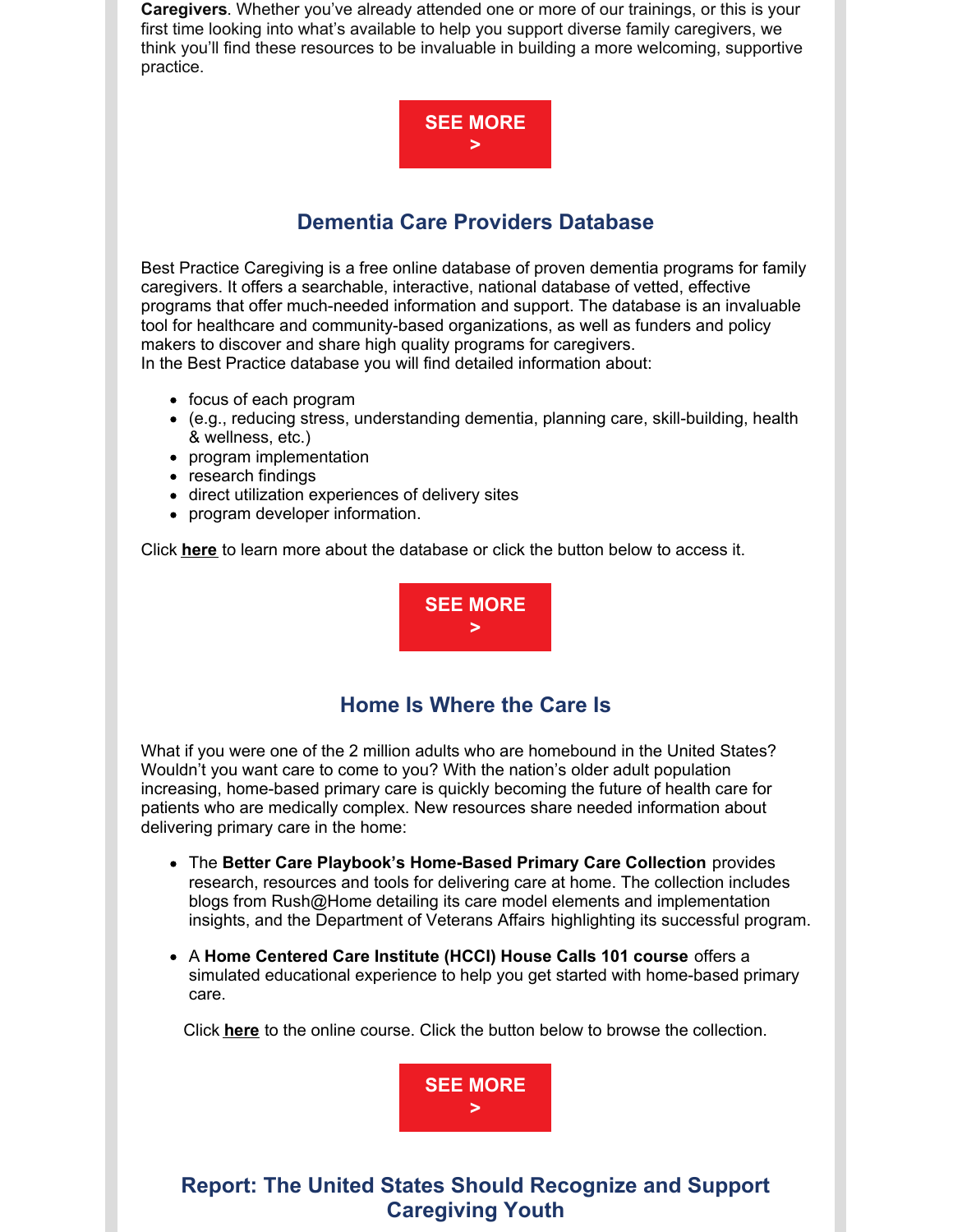**Caregivers**. Whether you've already attended one or more of our trainings, or this is your first time looking into what's available to help you support diverse family caregivers, we think you'll find these resources to be invaluable in building a more welcoming, supportive practice.

**SEE MORE >**

## Dementia Care Providers Database

Best Practice Caregiving is a free online database of proven dementia programs for family caregivers. It offers a searchable, interactive, national database of vetted, effective programs that offer much-needed information and support. The database is an invaluable tool for healthcare and community-based organizations, as well as funders and policy makers to discover and share high quality programs for caregivers.
In the Best Practice database you will find detailed information about:

- focus of each program
- (e.g., reducing stress, understanding dementia, planning care, skill-building, health & wellness, etc.)
- program implementation
- research findings
- direct utilization experiences of delivery sites
- program developer information.

Click **here** to learn more about the database or click the button below to access it.

**SEE MORE >**

## Home Is Where the Care Is

What if you were one of the 2 million adults who are homebound in the United States? Wouldn't you want care to come to you? With the nation's older adult population increasing, home-based primary care is quickly becoming the future of health care for patients who are medically complex. New resources share needed information about delivering primary care in the home:

- The **Better Care Playbook's Home-Based Primary Care Collection** provides research, resources and tools for delivering care at home. The collection includes blogs from Rush@Home detailing its care model elements and implementation insights, and the Department of Veterans Affairs highlighting its successful program.
- A **Home Centered Care Institute (HCCI) House Calls 101 course** offers a simulated educational experience to help you get started with home-based primary care.

Click **here** to the online course. Click the button below to browse the collection.

**SEE MORE >**

## Report: The United States Should Recognize and Support Caregiving Youth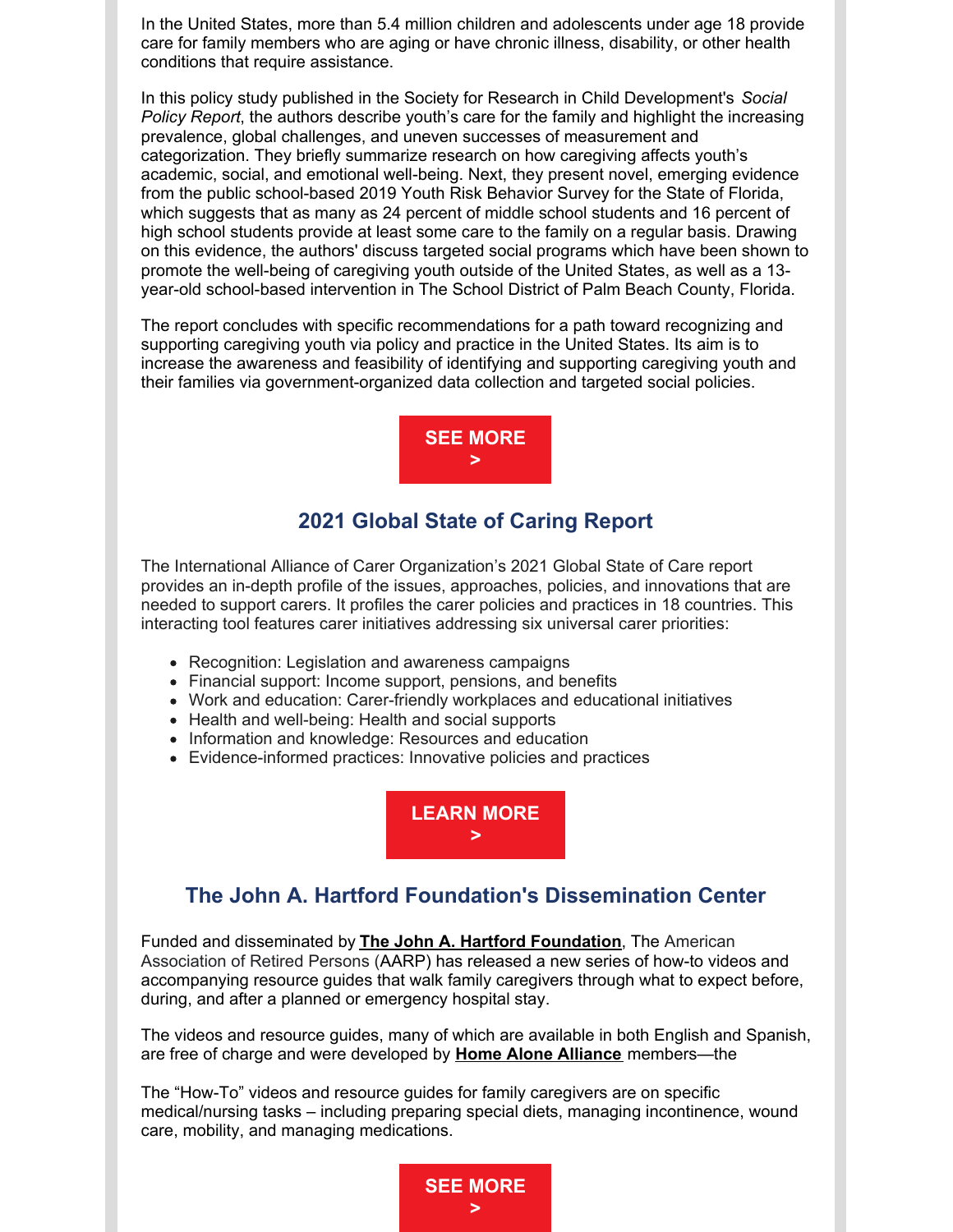In the United States, more than 5.4 million children and adolescents under age 18 provide care for family members who are aging or have chronic illness, disability, or other health conditions that require assistance.

In this policy study published in the Society for Research in Child Development's *Social Policy Report*, the authors describe youth's care for the family and highlight the increasing prevalence, global challenges, and uneven successes of measurement and categorization. They briefly summarize research on how caregiving affects youth's academic, social, and emotional well-being. Next, they present novel, emerging evidence from the public school-based 2019 Youth Risk Behavior Survey for the State of Florida, which suggests that as many as 24 percent of middle school students and 16 percent of high school students provide at least some care to the family on a regular basis. Drawing on this evidence, the authors' discuss targeted social programs which have been shown to promote the well-being of caregiving youth outside of the United States, as well as a 13-year-old school-based intervention in The School District of Palm Beach County, Florida.

The report concludes with specific recommendations for a path toward recognizing and supporting caregiving youth via policy and practice in the United States. Its aim is to increase the awareness and feasibility of identifying and supporting caregiving youth and their families via government-organized data collection and targeted social policies.

**SEE MORE >**

## 2021 Global State of Caring Report

The International Alliance of Carer Organization's 2021 Global State of Care report provides an in-depth profile of the issues, approaches, policies, and innovations that are needed to support carers. It profiles the carer policies and practices in 18 countries. This interacting tool features carer initiatives addressing six universal carer priorities:

- Recognition: Legislation and awareness campaigns
- Financial support: Income support, pensions, and benefits
- Work and education: Carer-friendly workplaces and educational initiatives
- Health and well-being: Health and social supports
- Information and knowledge: Resources and education
- Evidence-informed practices: Innovative policies and practices

**LEARN MORE >**

## The John A. Hartford Foundation's Dissemination Center

Funded and disseminated by **The John A. Hartford Foundation**, The American Association of Retired Persons (AARP) has released a new series of how-to videos and accompanying resource guides that walk family caregivers through what to expect before, during, and after a planned or emergency hospital stay.

The videos and resource guides, many of which are available in both English and Spanish, are free of charge and were developed by **Home Alone Alliance** members—the

The "How-To" videos and resource guides for family caregivers are on specific medical/nursing tasks – including preparing special diets, managing incontinence, wound care, mobility, and managing medications.

**SEE MORE >**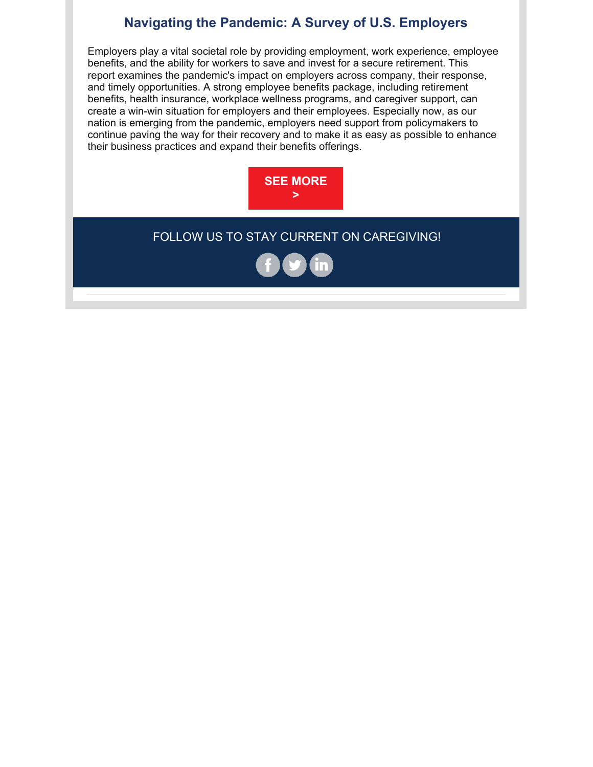## Navigating the Pandemic: A Survey of U.S. Employers

Employers play a vital societal role by providing employment, work experience, employee benefits, and the ability for workers to save and invest for a secure retirement. This report examines the pandemic's impact on employers across company, their response, and timely opportunities. A strong employee benefits package, including retirement benefits, health insurance, workplace wellness programs, and caregiver support, can create a win-win situation for employers and their employees. Especially now, as our nation is emerging from the pandemic, employers need support from policymakers to continue paving the way for their recovery and to make it as easy as possible to enhance their business practices and expand their benefits offerings.

**SEE MORE >**

FOLLOW US TO STAY CURRENT ON CAREGIVING!